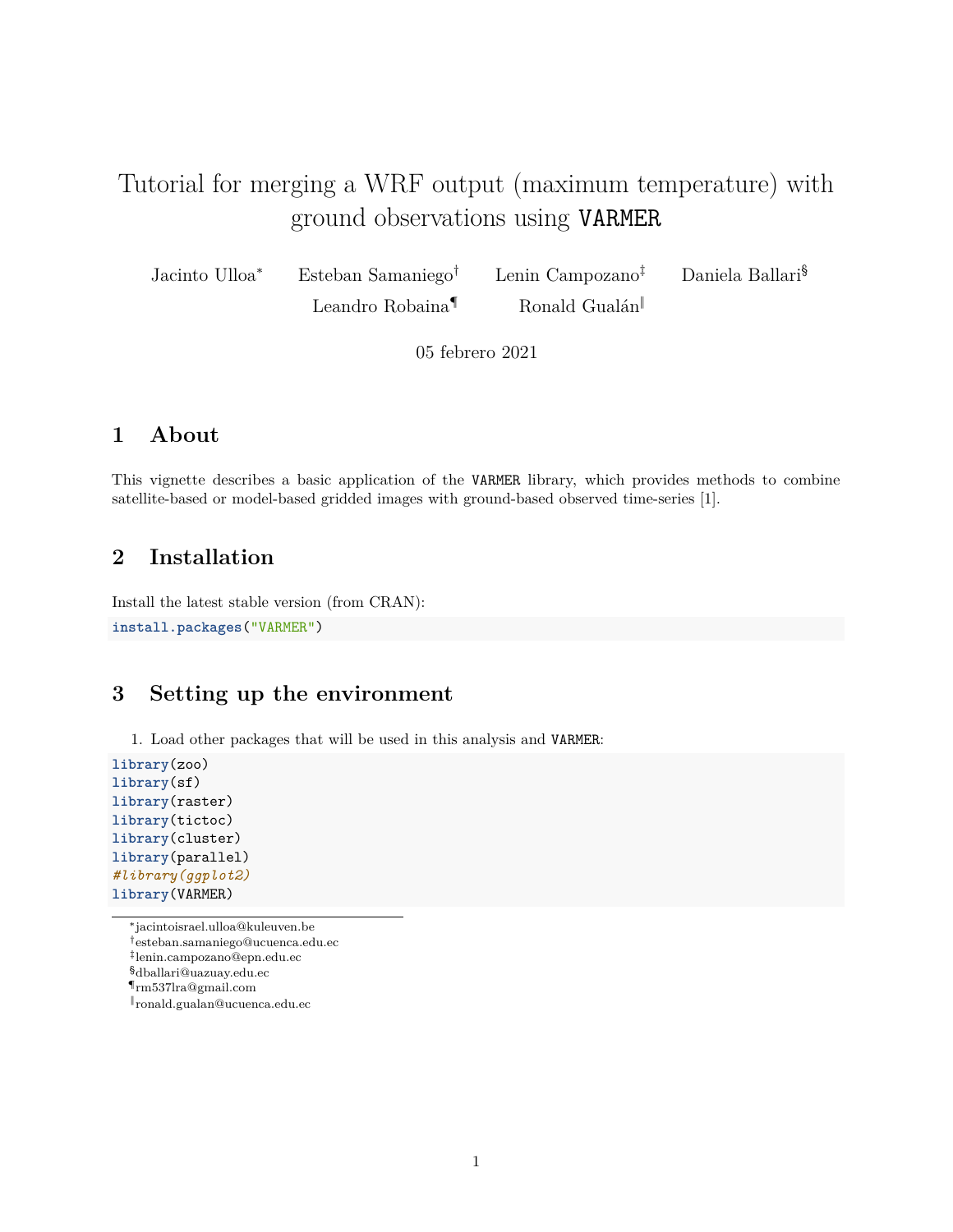# Tutorial for merging a WRF output (maximum temperature) with ground observations using VARMER

Jacinto Ulloa[*] Esteban Samaniego[†] Lenin Campozano[‡] Daniela Ballari[§] Leandro Robaina[¶] Ronald Gualán[‖]

05 febrero 2021

## 1 About

This vignette describes a basic application of the VARMER library, which provides methods to combine satellite-based or model-based gridded images with ground-based observed time-series [1].

## 2 Installation

Install the latest stable version (from CRAN):

```
install.packages("VARMER")
```

## 3 Setting up the environment

1. Load other packages that will be used in this analysis and VARMER:

```
library(zoo)
library(sf)
library(raster)
library(tictoc)
library(cluster)
library(parallel)
#library(ggplot2)
library(VARMER)
```

[*] jacintoisrael.ulloa@kuleuven.be
[†] esteban.samaniego@ucuenca.edu.ec
[‡] lenin.campozano@epn.edu.ec
[§] dballari@uazuay.edu.ec
[¶] rm537lra@gmail.com
[‖] ronald.gualan@ucuenca.edu.ec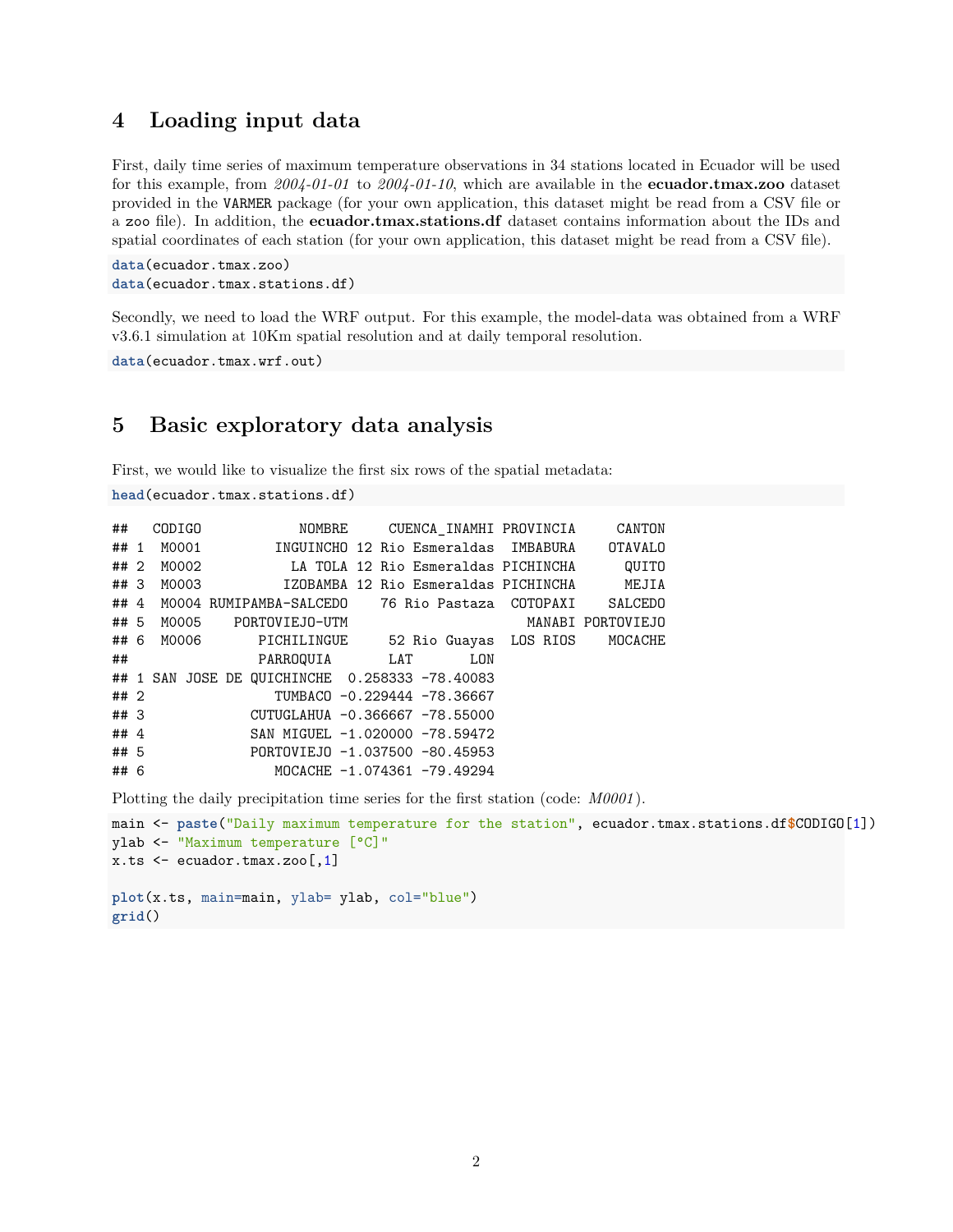# 4 Loading input data

First, daily time series of maximum temperature observations in 34 stations located in Ecuador will be used for this example, from *2004-01-01* to *2004-01-10*, which are available in the **ecuador.tmax.zoo** dataset provided in the VARMER package (for your own application, this dataset might be read from a CSV file or a zoo file). In addition, the **ecuador.tmax.stations.df** dataset contains information about the IDs and spatial coordinates of each station (for your own application, this dataset might be read from a CSV file).

```
data(ecuador.tmax.zoo)
data(ecuador.tmax.stations.df)
```

Secondly, we need to load the WRF output. For this example, the model-data was obtained from a WRF v3.6.1 simulation at 10Km spatial resolution and at daily temporal resolution.

```
data(ecuador.tmax.wrf.out)
```

# 5 Basic exploratory data analysis

First, we would like to visualize the first six rows of the spatial metadata:

```
head(ecuador.tmax.stations.df)
```

```
##   CODIGO            NOMBRE     CUENCA_INAMHI PROVINCIA     CANTON
## 1  M0001         INGUINCHO 12 Rio Esmeraldas  IMBABURA    OTAVALO
## 2  M0002           LA TOLA 12 Rio Esmeraldas PICHINCHA      QUITO
## 3  M0003          IZOBAMBA 12 Rio Esmeraldas PICHINCHA      MEJIA
## 4  M0004 RUMIPAMBA-SALCEDO    76 Rio Pastaza  COTOPAXI    SALCEDO
## 5  M0005    PORTOVIEJO-UTM                       MANABI PORTOVIEJO
## 6  M0006       PICHILINGUE     52 Rio Guayas  LOS RIOS    MOCACHE
##                PARROQUIA       LAT       LON
## 1 SAN JOSE DE QUICHINCHE  0.258333 -78.40083
## 2                TUMBACO -0.229444 -78.36667
## 3             CUTUGLAHUA -0.366667 -78.55000
## 4             SAN MIGUEL -1.020000 -78.59472
## 5             PORTOVIEJO -1.037500 -80.45953
## 6                MOCACHE -1.074361 -79.49294
```

Plotting the daily precipitation time series for the first station (code: *M0001*).

```
main <- paste("Daily maximum temperature for the station", ecuador.tmax.stations.df$CODIGO[1])
ylab <- "Maximum temperature [°C]"
x.ts <- ecuador.tmax.zoo[,1]

plot(x.ts, main=main, ylab= ylab, col="blue")
grid()
```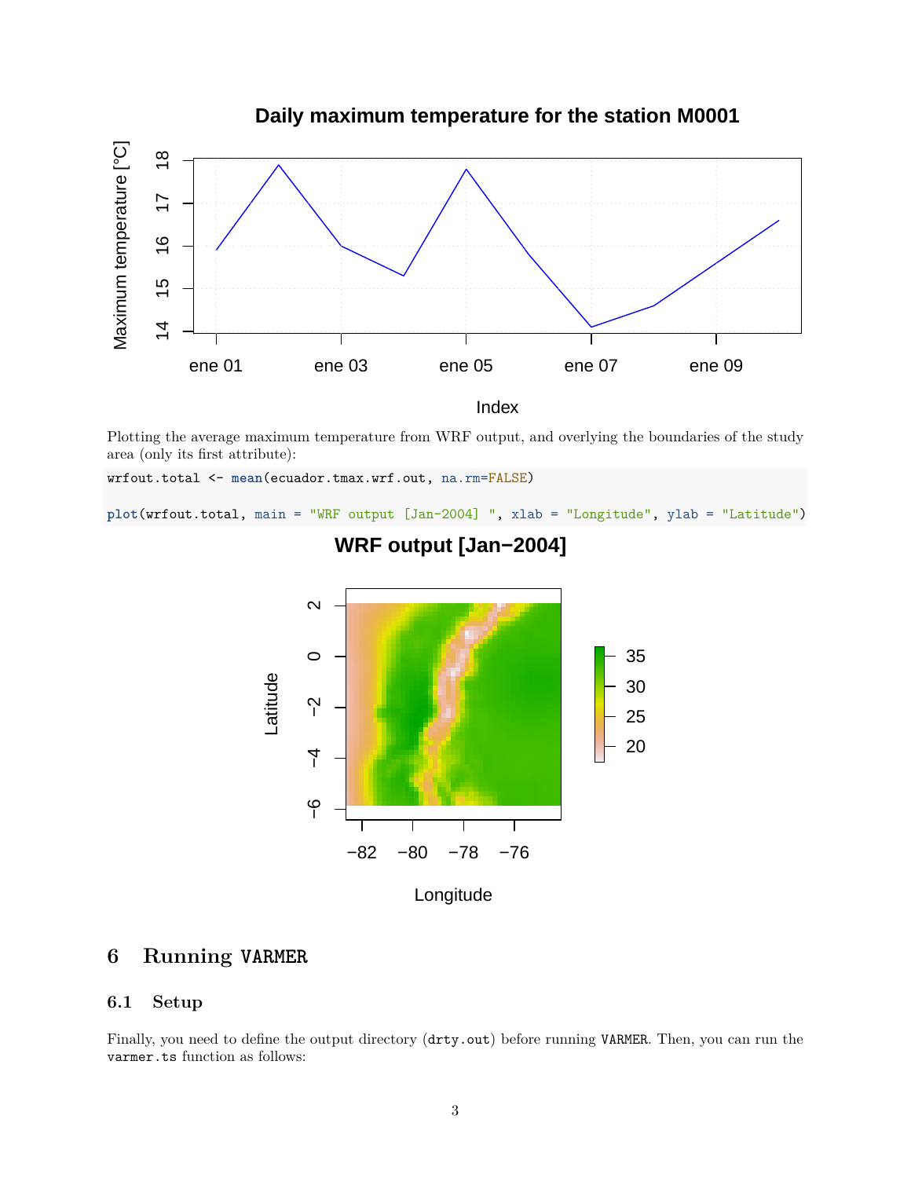Plotting the average maximum temperature from WRF output, and overlying the boundaries of the study area (only its first attribute):

```
wrfout.total <- mean(ecuador.tmax.wrf.out, na.rm=FALSE)

plot(wrfout.total, main = "WRF output [Jan-2004] ", xlab = "Longitude", ylab = "Latitude")
```

## 6 Running VARMER

### 6.1 Setup

Finally, you need to define the output directory (`drty.out`) before running `VARMER`. Then, you can run the `varmer.ts` function as follows: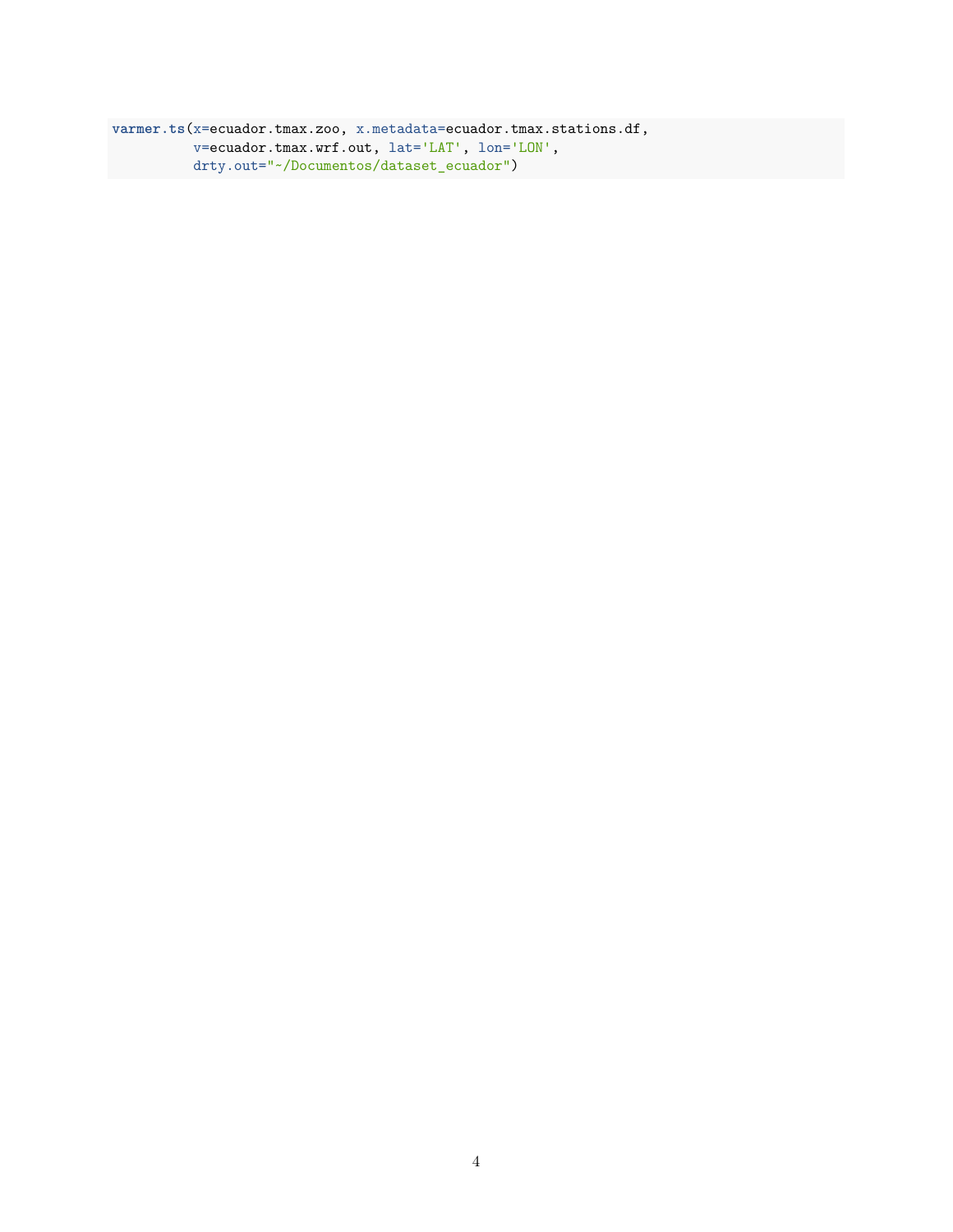```
varmer.ts(x=ecuador.tmax.zoo, x.metadata=ecuador.tmax.stations.df,
          v=ecuador.tmax.wrf.out, lat='LAT', lon='LON',
          drty.out="~/Documentos/dataset_ecuador")
```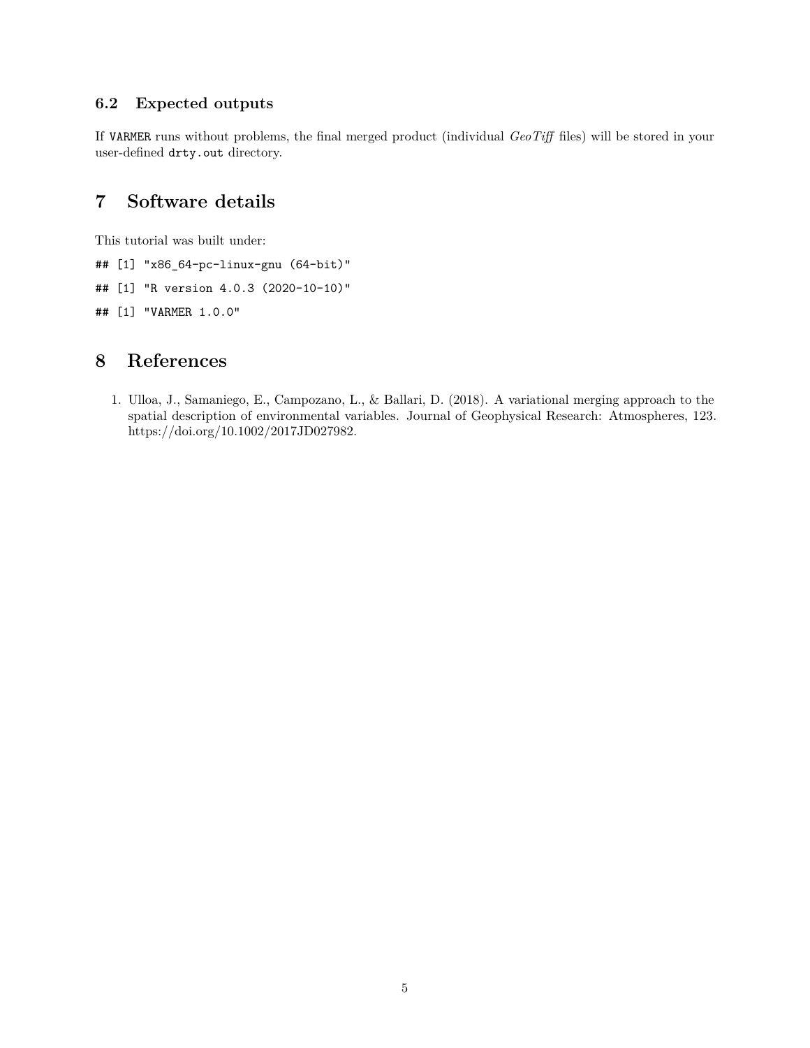### 6.2 Expected outputs

If `VARMER` runs without problems, the final merged product (individual *GeoTiff* files) will be stored in your user-defined `drty.out` directory.

# 7 Software details

This tutorial was built under:

```
## [1] "x86_64-pc-linux-gnu (64-bit)"
## [1] "R version 4.0.3 (2020-10-10)"
## [1] "VARMER 1.0.0"
```

# 8 References

1. Ulloa, J., Samaniego, E., Campozano, L., & Ballari, D. (2018). A variational merging approach to the spatial description of environmental variables. Journal of Geophysical Research: Atmospheres, 123. https://doi.org/10.1002/2017JD027982.